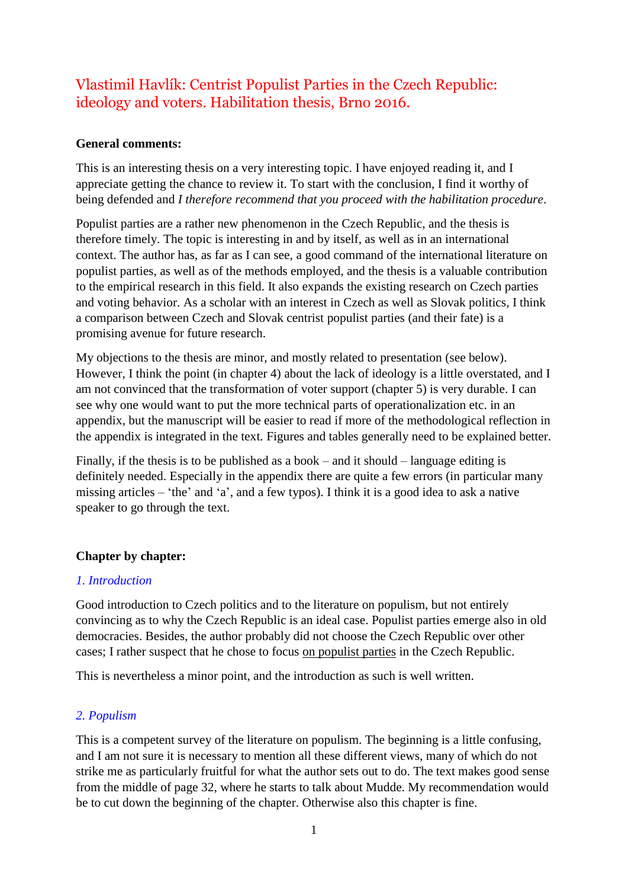# Vlastimil Havlík: Centrist Populist Parties in the Czech Republic: ideology and voters. Habilitation thesis, Brno 2016.

**General comments:**

This is an interesting thesis on a very interesting topic. I have enjoyed reading it, and I appreciate getting the chance to review it. To start with the conclusion, I find it worthy of being defended and *I therefore recommend that you proceed with the habilitation procedure*.

Populist parties are a rather new phenomenon in the Czech Republic, and the thesis is therefore timely. The topic is interesting in and by itself, as well as in an international context. The author has, as far as I can see, a good command of the international literature on populist parties, as well as of the methods employed, and the thesis is a valuable contribution to the empirical research in this field. It also expands the existing research on Czech parties and voting behavior. As a scholar with an interest in Czech as well as Slovak politics, I think a comparison between Czech and Slovak centrist populist parties (and their fate) is a promising avenue for future research.

My objections to the thesis are minor, and mostly related to presentation (see below). However, I think the point (in chapter 4) about the lack of ideology is a little overstated, and I am not convinced that the transformation of voter support (chapter 5) is very durable. I can see why one would want to put the more technical parts of operationalization etc. in an appendix, but the manuscript will be easier to read if more of the methodological reflection in the appendix is integrated in the text. Figures and tables generally need to be explained better.

Finally, if the thesis is to be published as a book – and it should – language editing is definitely needed. Especially in the appendix there are quite a few errors (in particular many missing articles – 'the' and 'a', and a few typos). I think it is a good idea to ask a native speaker to go through the text.

**Chapter by chapter:**

### *1. Introduction*

Good introduction to Czech politics and to the literature on populism, but not entirely convincing as to why the Czech Republic is an ideal case. Populist parties emerge also in old democracies. Besides, the author probably did not choose the Czech Republic over other cases; I rather suspect that he chose to focus <u>on populist parties</u> in the Czech Republic.

This is nevertheless a minor point, and the introduction as such is well written.

### *2. Populism*

This is a competent survey of the literature on populism. The beginning is a little confusing, and I am not sure it is necessary to mention all these different views, many of which do not strike me as particularly fruitful for what the author sets out to do. The text makes good sense from the middle of page 32, where he starts to talk about Mudde. My recommendation would be to cut down the beginning of the chapter. Otherwise also this chapter is fine.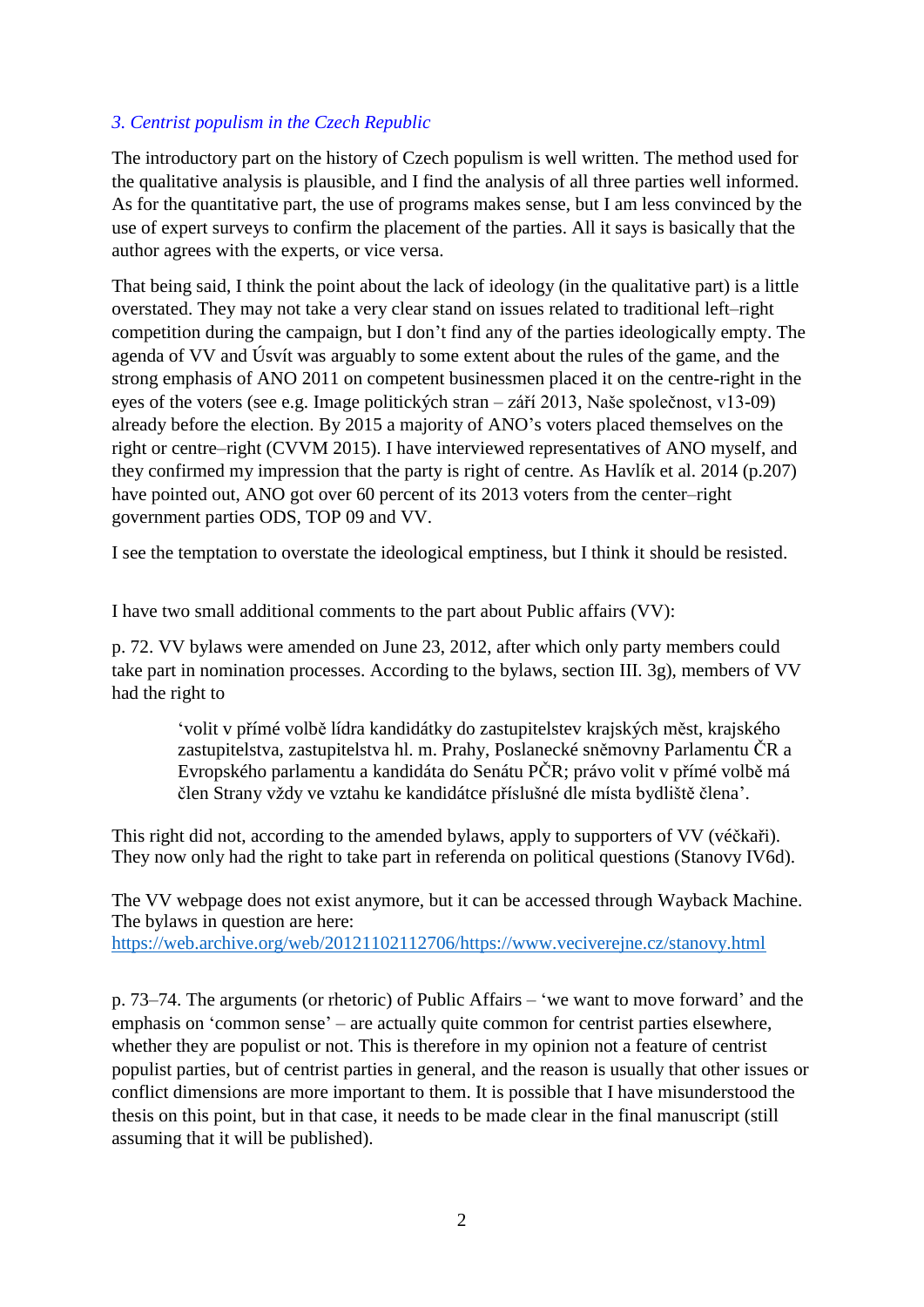### *3. Centrist populism in the Czech Republic*

The introductory part on the history of Czech populism is well written. The method used for the qualitative analysis is plausible, and I find the analysis of all three parties well informed. As for the quantitative part, the use of programs makes sense, but I am less convinced by the use of expert surveys to confirm the placement of the parties. All it says is basically that the author agrees with the experts, or vice versa.

That being said, I think the point about the lack of ideology (in the qualitative part) is a little overstated. They may not take a very clear stand on issues related to traditional left–right competition during the campaign, but I don't find any of the parties ideologically empty. The agenda of VV and Úsvít was arguably to some extent about the rules of the game, and the strong emphasis of ANO 2011 on competent businessmen placed it on the centre-right in the eyes of the voters (see e.g. Image politických stran – září 2013, Naše společnost, v13-09) already before the election. By 2015 a majority of ANO's voters placed themselves on the right or centre–right (CVVM 2015). I have interviewed representatives of ANO myself, and they confirmed my impression that the party is right of centre. As Havlík et al. 2014 (p.207) have pointed out, ANO got over 60 percent of its 2013 voters from the center–right government parties ODS, TOP 09 and VV.

I see the temptation to overstate the ideological emptiness, but I think it should be resisted.

I have two small additional comments to the part about Public affairs (VV):

p. 72. VV bylaws were amended on June 23, 2012, after which only party members could take part in nomination processes. According to the bylaws, section III. 3g), members of VV had the right to

> 'volit v přímé volbě lídra kandidátky do zastupitelstev krajských měst, krajského zastupitelstva, zastupitelstva hl. m. Prahy, Poslanecké sněmovny Parlamentu ČR a Evropského parlamentu a kandidáta do Senátu PČR; právo volit v přímé volbě má člen Strany vždy ve vztahu ke kandidátce příslušné dle místa bydliště člena'.

This right did not, according to the amended bylaws, apply to supporters of VV (véčkaři). They now only had the right to take part in referenda on political questions (Stanovy IV6d).

The VV webpage does not exist anymore, but it can be accessed through Wayback Machine. The bylaws in question are here:
https://web.archive.org/web/20121102112706/https://www.veciverejne.cz/stanovy.html

p. 73–74. The arguments (or rhetoric) of Public Affairs – 'we want to move forward' and the emphasis on 'common sense' – are actually quite common for centrist parties elsewhere, whether they are populist or not. This is therefore in my opinion not a feature of centrist populist parties, but of centrist parties in general, and the reason is usually that other issues or conflict dimensions are more important to them. It is possible that I have misunderstood the thesis on this point, but in that case, it needs to be made clear in the final manuscript (still assuming that it will be published).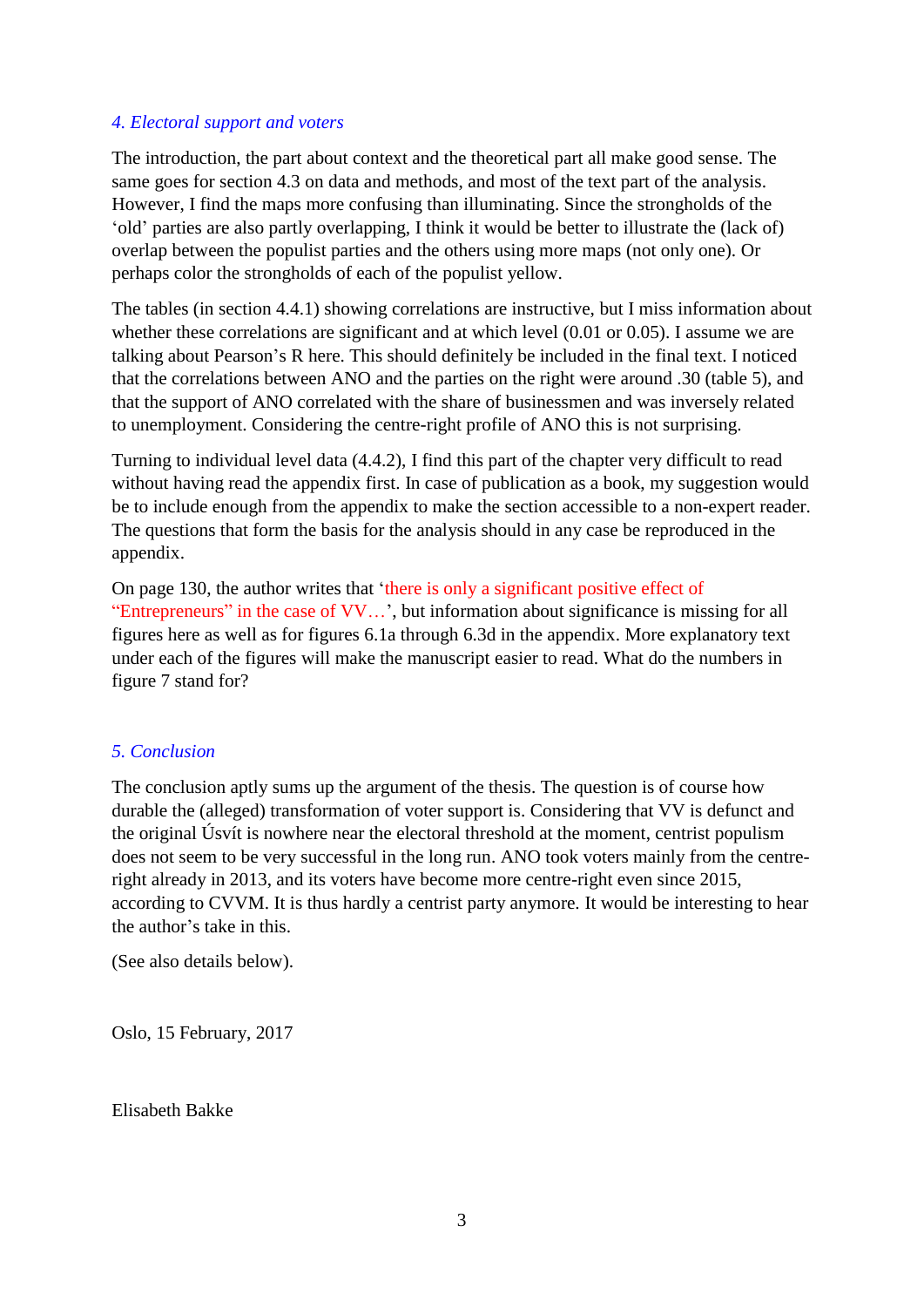### *4. Electoral support and voters*

The introduction, the part about context and the theoretical part all make good sense. The same goes for section 4.3 on data and methods, and most of the text part of the analysis. However, I find the maps more confusing than illuminating. Since the strongholds of the 'old' parties are also partly overlapping, I think it would be better to illustrate the (lack of) overlap between the populist parties and the others using more maps (not only one). Or perhaps color the strongholds of each of the populist yellow.

The tables (in section 4.4.1) showing correlations are instructive, but I miss information about whether these correlations are significant and at which level (0.01 or 0.05). I assume we are talking about Pearson's R here. This should definitely be included in the final text. I noticed that the correlations between ANO and the parties on the right were around .30 (table 5), and that the support of ANO correlated with the share of businessmen and was inversely related to unemployment. Considering the centre-right profile of ANO this is not surprising.

Turning to individual level data (4.4.2), I find this part of the chapter very difficult to read without having read the appendix first. In case of publication as a book, my suggestion would be to include enough from the appendix to make the section accessible to a non-expert reader. The questions that form the basis for the analysis should in any case be reproduced in the appendix.

On page 130, the author writes that 'there is only a significant positive effect of "Entrepreneurs" in the case of VV…', but information about significance is missing for all figures here as well as for figures 6.1a through 6.3d in the appendix. More explanatory text under each of the figures will make the manuscript easier to read. What do the numbers in figure 7 stand for?

### *5. Conclusion*

The conclusion aptly sums up the argument of the thesis. The question is of course how durable the (alleged) transformation of voter support is. Considering that VV is defunct and the original Úsvít is nowhere near the electoral threshold at the moment, centrist populism does not seem to be very successful in the long run. ANO took voters mainly from the centre-right already in 2013, and its voters have become more centre-right even since 2015, according to CVVM. It is thus hardly a centrist party anymore. It would be interesting to hear the author's take in this.

(See also details below).

Oslo, 15 February, 2017

Elisabeth Bakke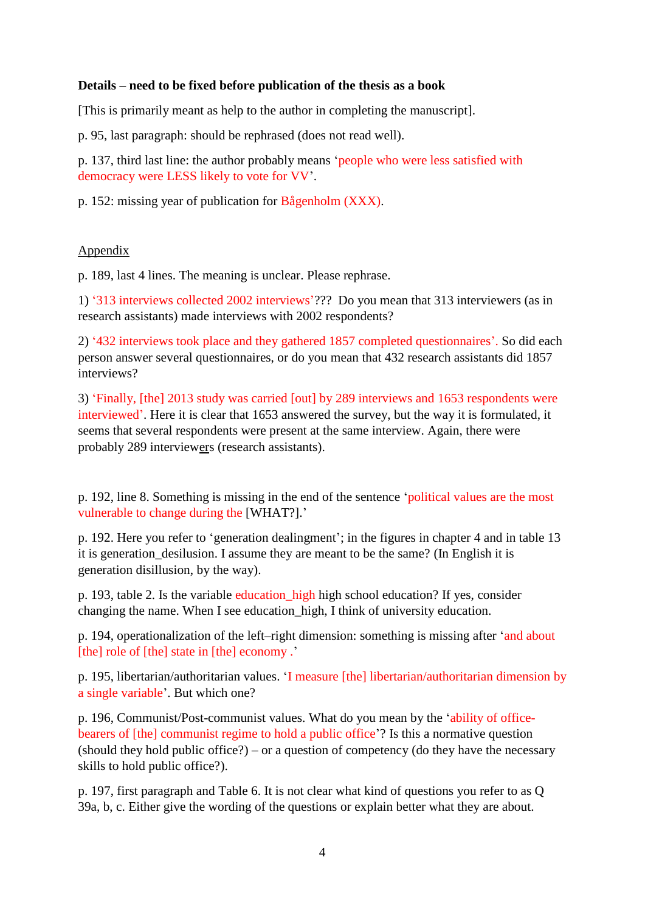**Details – need to be fixed before publication of the thesis as a book**

[This is primarily meant as help to the author in completing the manuscript].

p. 95, last paragraph: should be rephrased (does not read well).

p. 137, third last line: the author probably means 'people who were less satisfied with democracy were LESS likely to vote for VV'.

p. 152: missing year of publication for Bågenholm (XXX).

Appendix

p. 189, last 4 lines. The meaning is unclear. Please rephrase.

1) '313 interviews collected 2002 interviews'??? Do you mean that 313 interviewers (as in research assistants) made interviews with 2002 respondents?

2) '432 interviews took place and they gathered 1857 completed questionnaires'. So did each person answer several questionnaires, or do you mean that 432 research assistants did 1857 interviews?

3) 'Finally, [the] 2013 study was carried [out] by 289 interviews and 1653 respondents were interviewed'. Here it is clear that 1653 answered the survey, but the way it is formulated, it seems that several respondents were present at the same interview. Again, there were probably 289 intervie<u>wers</u> (research assistants).

p. 192, line 8. Something is missing in the end of the sentence 'political values are the most vulnerable to change during the [WHAT?].'

p. 192. Here you refer to 'generation dealingment'; in the figures in chapter 4 and in table 13 it is generation_desilusion. I assume they are meant to be the same? (In English it is generation disillusion, by the way).

p. 193, table 2. Is the variable education_high high school education? If yes, consider changing the name. When I see education_high, I think of university education.

p. 194, operationalization of the left–right dimension: something is missing after 'and about [the] role of [the] state in [the] economy .'

p. 195, libertarian/authoritarian values. 'I measure [the] libertarian/authoritarian dimension by a single variable'. But which one?

p. 196, Communist/Post-communist values. What do you mean by the 'ability of office-bearers of [the] communist regime to hold a public office'? Is this a normative question (should they hold public office?) – or a question of competency (do they have the necessary skills to hold public office?).

p. 197, first paragraph and Table 6. It is not clear what kind of questions you refer to as Q 39a, b, c. Either give the wording of the questions or explain better what they are about.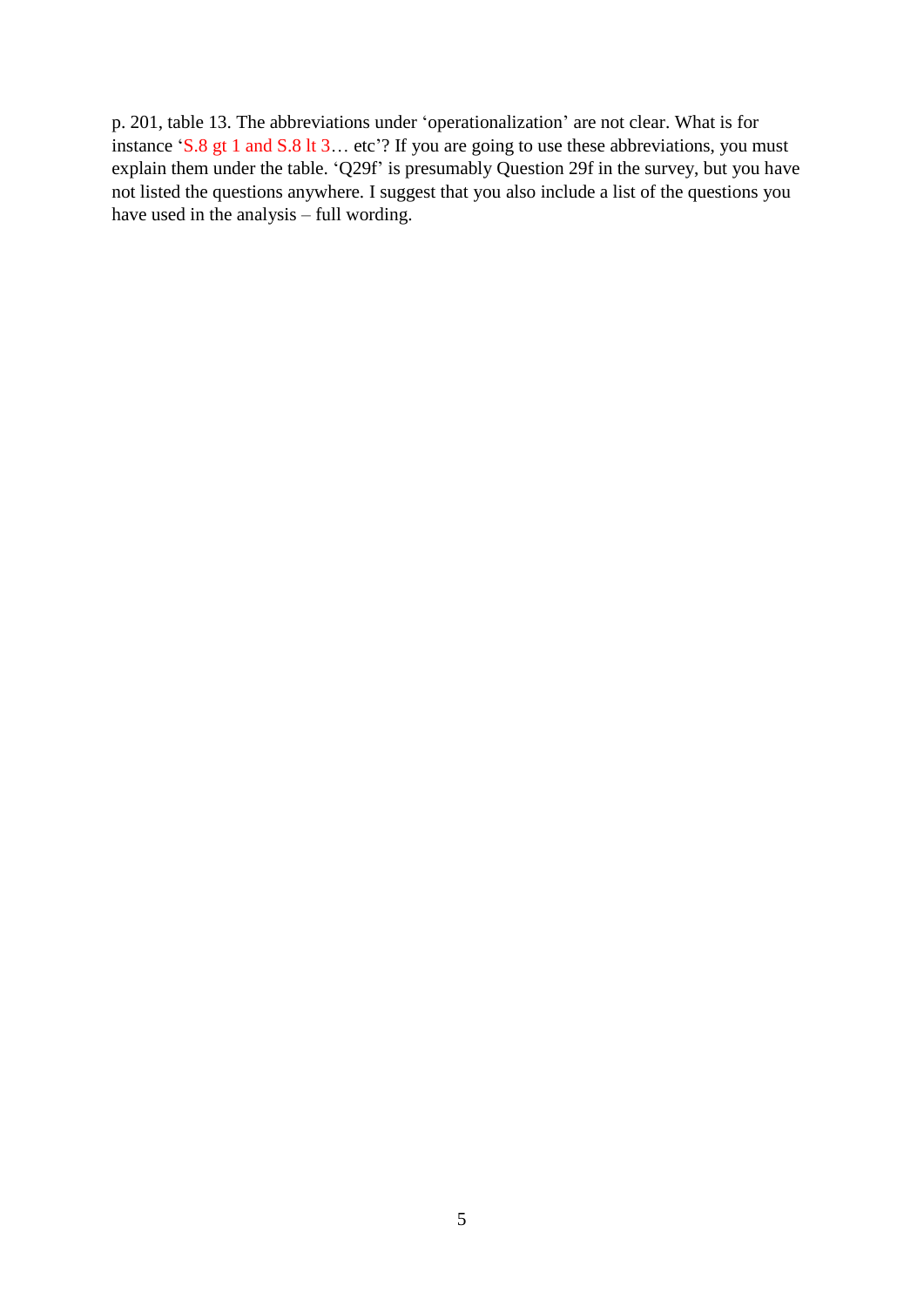p. 201, table 13. The abbreviations under 'operationalization' are not clear. What is for instance 'S.8 gt 1 and S.8 lt 3… etc'? If you are going to use these abbreviations, you must explain them under the table. 'Q29f' is presumably Question 29f in the survey, but you have not listed the questions anywhere. I suggest that you also include a list of the questions you have used in the analysis – full wording.